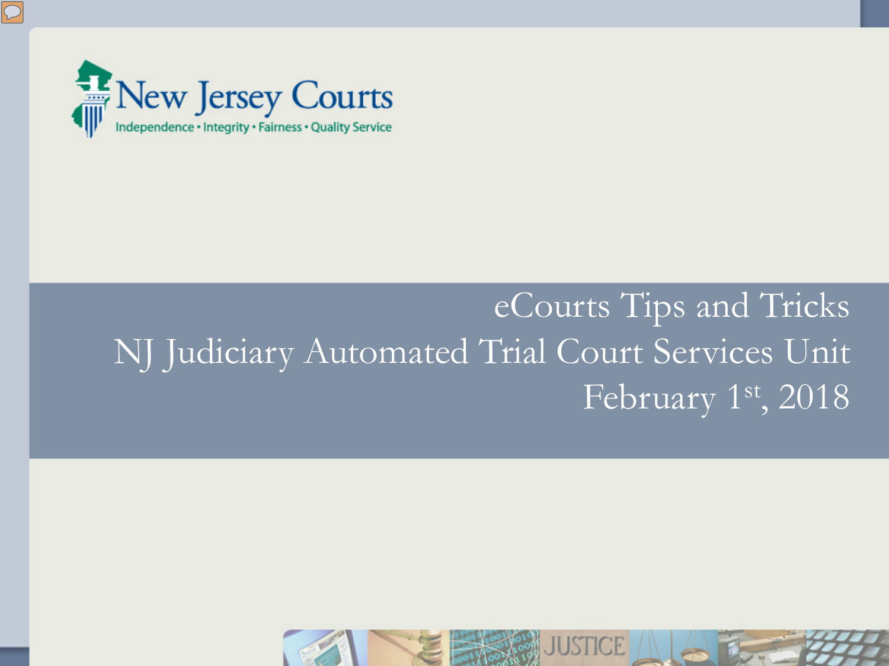New Jersey Courts

Independence • Integrity • Fairness • Quality Service

# eCourts Tips and Tricks

## NJ Judiciary Automated Trial Court Services Unit

February 1st, 2018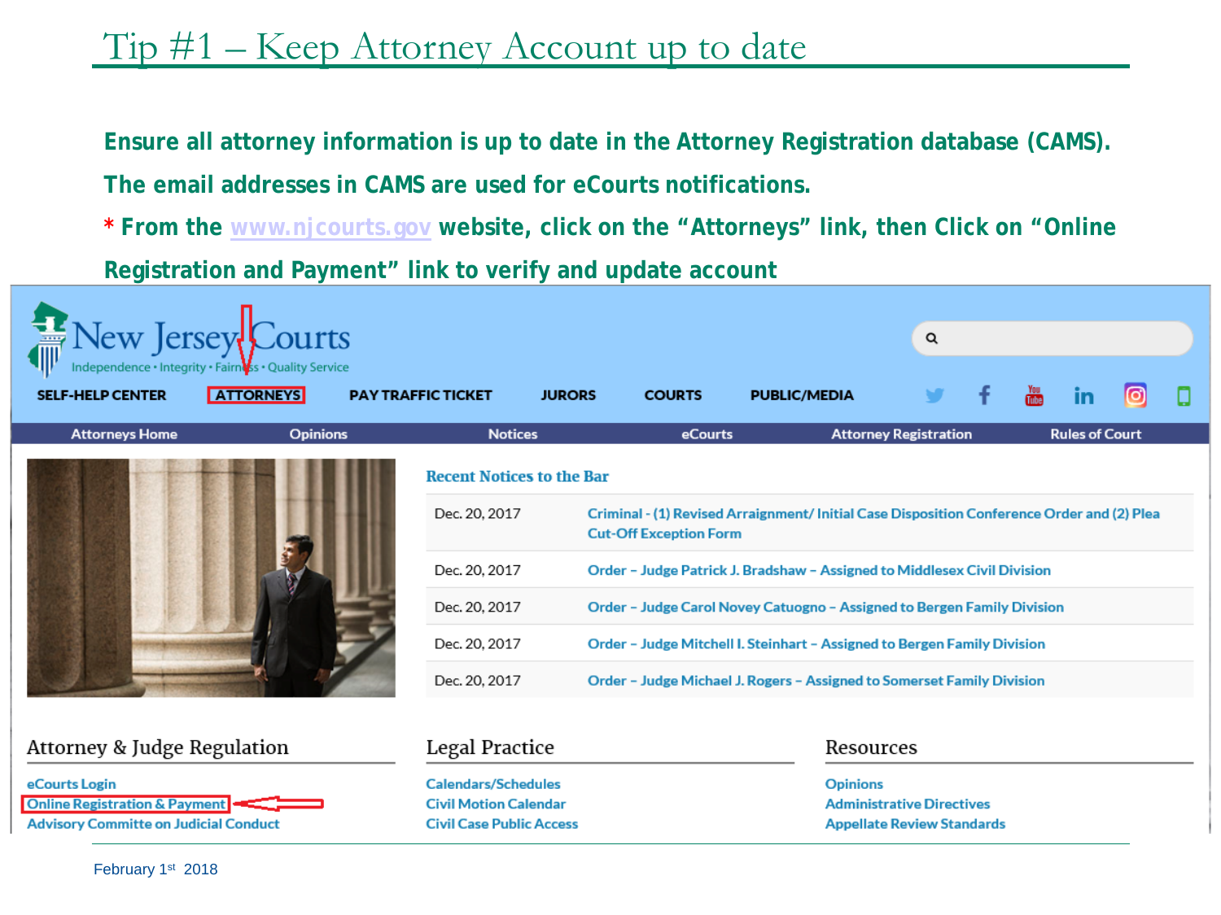# Tip #1 – Keep Attorney Account up to date

**Ensure all attorney information is up to date in the Attorney Registration database (CAMS).**

**The email addresses in CAMS are used for eCourts notifications.**

**\* From the www.njcourts.gov website, click on the "Attorneys" link, then Click on "Online Registration and Payment" link to verify and update account**

New Jersey Courts
Independence • Integrity • Fairness • Quality Service

SELF-HELP CENTER | ATTORNEYS | PAY TRAFFIC TICKET | JURORS | COURTS | PUBLIC/MEDIA

Attorneys Home | Opinions | Notices | eCourts | Attorney Registration | Rules of Court

**Recent Notices to the Bar**

| | |
|---|---|
| Dec. 20, 2017 | Criminal - (1) Revised Arraignment/ Initial Case Disposition Conference Order and (2) Plea Cut-Off Exception Form |
| Dec. 20, 2017 | Order – Judge Patrick J. Bradshaw – Assigned to Middlesex Civil Division |
| Dec. 20, 2017 | Order – Judge Carol Novey Catuogno – Assigned to Bergen Family Division |
| Dec. 20, 2017 | Order – Judge Mitchell I. Steinhart – Assigned to Bergen Family Division |
| Dec. 20, 2017 | Order – Judge Michael J. Rogers – Assigned to Somerset Family Division |

**Attorney & Judge Regulation**
- eCourts Login
- Online Registration & Payment
- Advisory Committe on Judicial Conduct

**Legal Practice**
- Calendars/Schedules
- Civil Motion Calendar
- Civil Case Public Access

**Resources**
- Opinions
- Administrative Directives
- Appellate Review Standards

February 1st 2018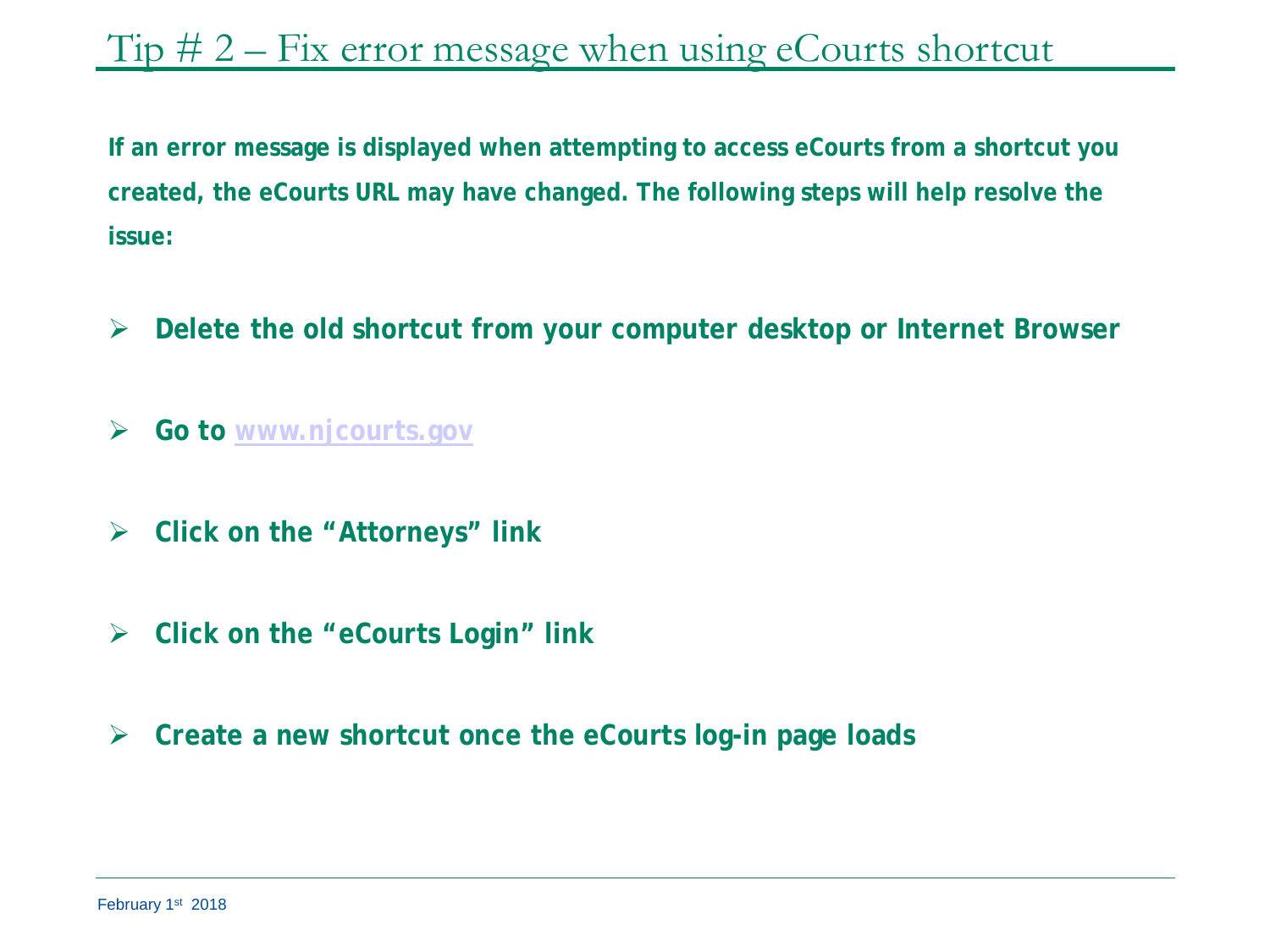# Tip # 2 – Fix error message when using eCourts shortcut

**If an error message is displayed when attempting to access eCourts from a shortcut you created, the eCourts URL may have changed. The following steps will help resolve the issue:**

- **Delete the old shortcut from your computer desktop or Internet Browser**
- **Go to [www.njcourts.gov](www.njcourts.gov)**
- **Click on the "Attorneys" link**
- **Click on the "eCourts Login" link**
- **Create a new shortcut once the eCourts log-in page loads**

February 1st 2018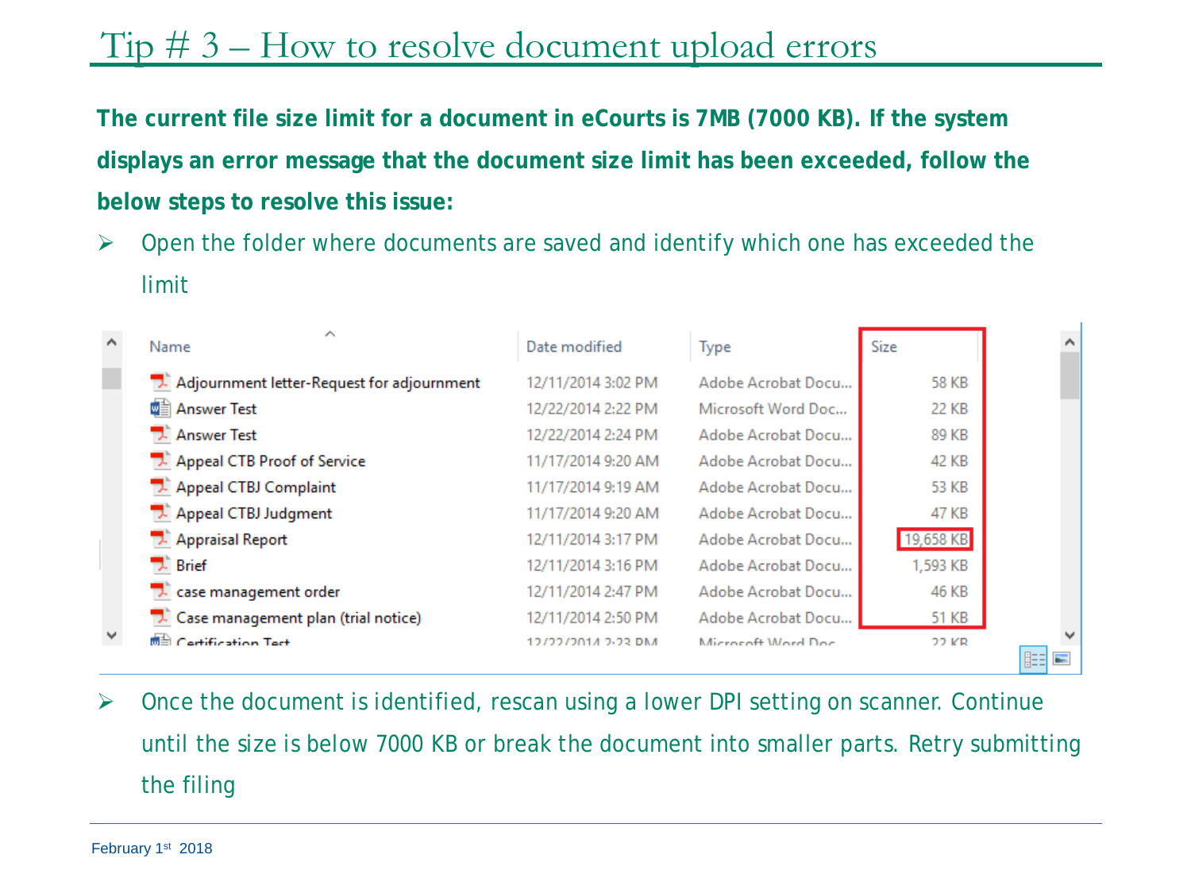# Tip # 3 – How to resolve document upload errors

**The current file size limit for a document in eCourts is 7MB (7000 KB). If the system displays an error message that the document size limit has been exceeded, follow the below steps to resolve this issue:**

- Open the folder where documents are saved and identify which one has exceeded the limit

| Name | Date modified | Type | Size |
|---|---|---|---|
| Adjournment letter-Request for adjournment | 12/11/2014 3:02 PM | Adobe Acrobat Docu... | 58 KB |
| Answer Test | 12/22/2014 2:22 PM | Microsoft Word Doc... | 22 KB |
| Answer Test | 12/22/2014 2:24 PM | Adobe Acrobat Docu... | 89 KB |
| Appeal CTB Proof of Service | 11/17/2014 9:20 AM | Adobe Acrobat Docu... | 42 KB |
| Appeal CTBJ Complaint | 11/17/2014 9:19 AM | Adobe Acrobat Docu... | 53 KB |
| Appeal CTBJ Judgment | 11/17/2014 9:20 AM | Adobe Acrobat Docu... | 47 KB |
| Appraisal Report | 12/11/2014 3:17 PM | Adobe Acrobat Docu... | 19,658 KB |
| Brief | 12/11/2014 3:16 PM | Adobe Acrobat Docu... | 1,593 KB |
| case management order | 12/11/2014 2:47 PM | Adobe Acrobat Docu... | 46 KB |
| Case management plan (trial notice) | 12/11/2014 2:50 PM | Adobe Acrobat Docu... | 51 KB |
| Certification Test | 12/22/2014 2:23 PM | Microsoft Word Doc... | 22 KB |

- Once the document is identified, rescan using a lower DPI setting on scanner. Continue until the size is below 7000 KB or break the document into smaller parts. Retry submitting the filing

February 1st 2018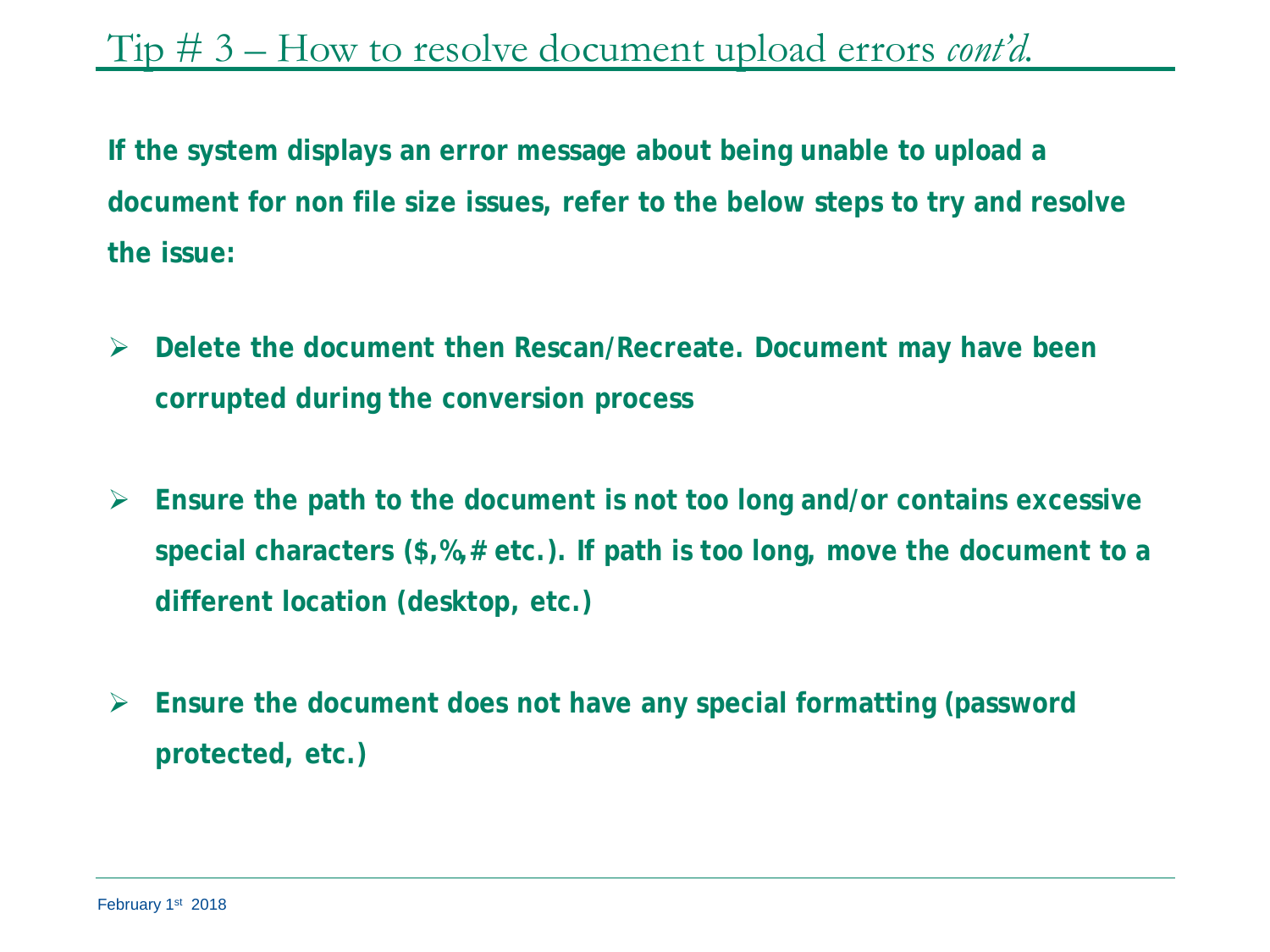# Tip # 3 – How to resolve document upload errors *cont'd.*

**If the system displays an error message about being unable to upload a document for non file size issues, refer to the below steps to try and resolve the issue:**

- **Delete the document then Rescan/Recreate. Document may have been corrupted during the conversion process**
- **Ensure the path to the document is not too long and/or contains excessive special characters ($,%,# etc.). If path is too long, move the document to a different location (desktop, etc.)**
- **Ensure the document does not have any special formatting (password protected, etc.)**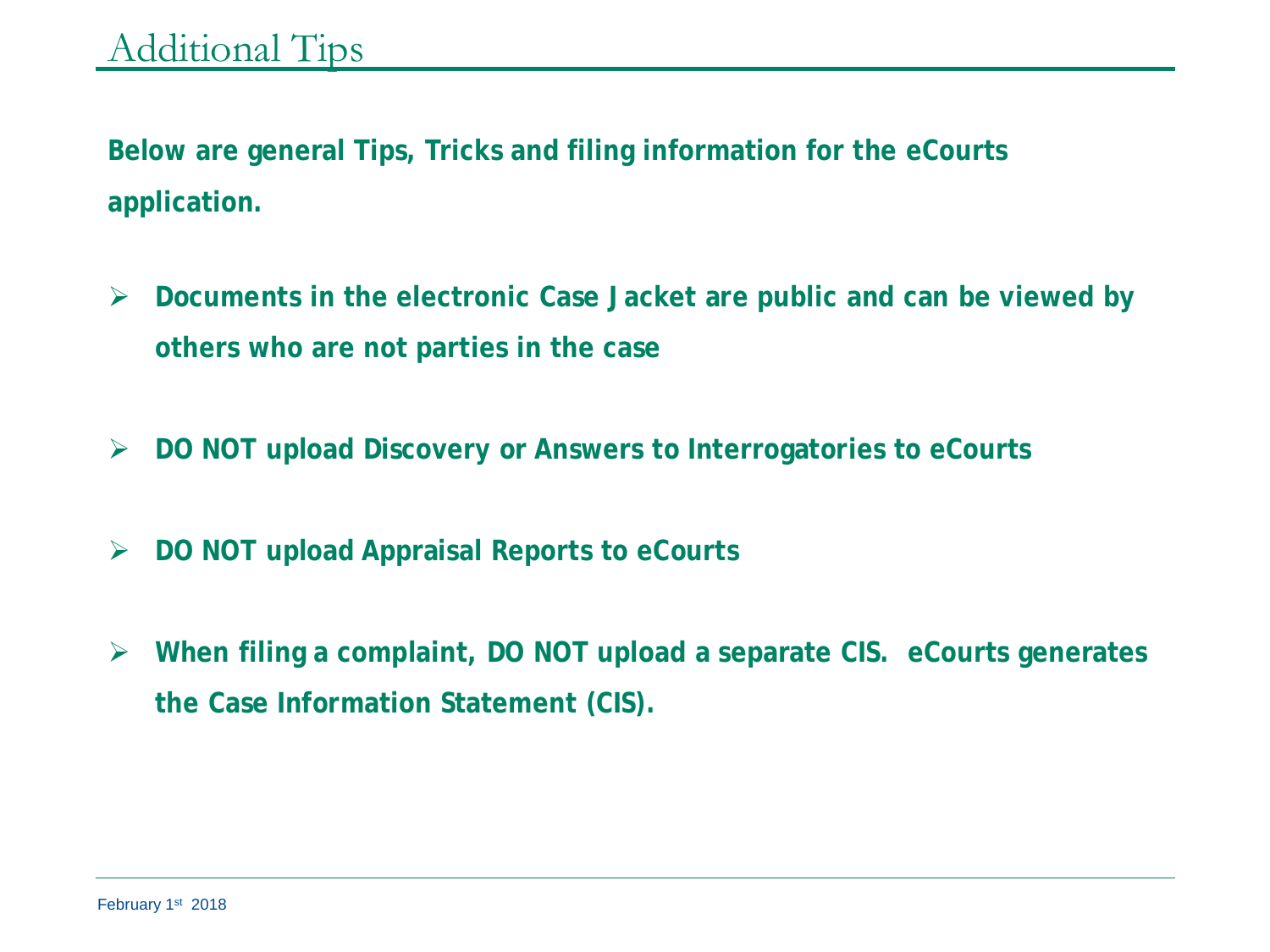# Additional Tips

**Below are general Tips, Tricks and filing information for the eCourts application.**

- **Documents in the electronic Case Jacket are public and can be viewed by others who are not parties in the case**
- **DO NOT upload Discovery or Answers to Interrogatories to eCourts**
- **DO NOT upload Appraisal Reports to eCourts**
- **When filing a complaint, DO NOT upload a separate CIS. eCourts generates the Case Information Statement (CIS).**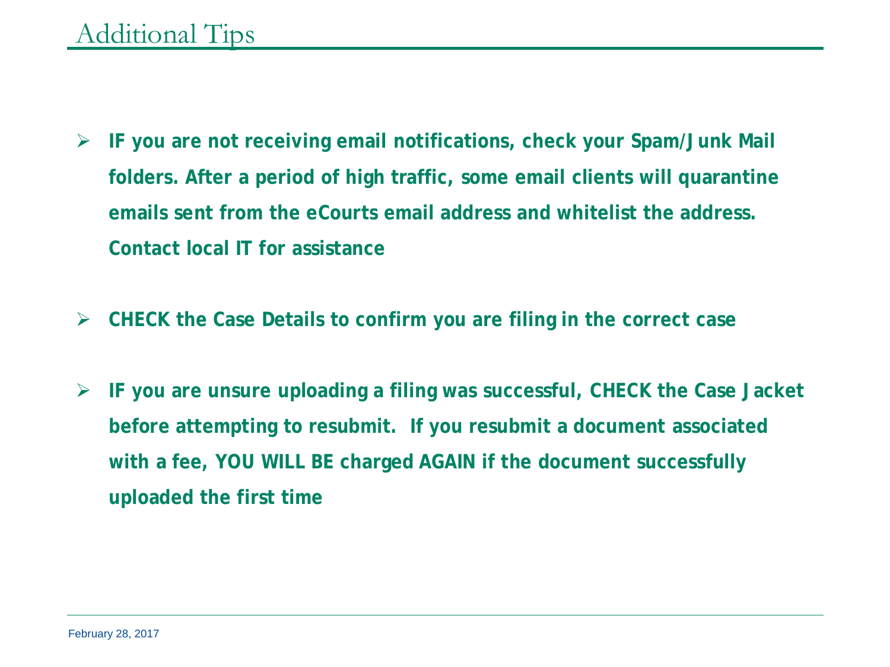# Additional Tips

- **IF you are not receiving email notifications, check your Spam/Junk Mail folders. After a period of high traffic, some email clients will quarantine emails sent from the eCourts email address and whitelist the address. Contact local IT for assistance**

- **CHECK the Case Details to confirm you are filing in the correct case**

- **IF you are unsure uploading a filing was successful, CHECK the Case Jacket before attempting to resubmit. If you resubmit a document associated with a fee, YOU WILL BE charged AGAIN if the document successfully uploaded the first time**

February 28, 2017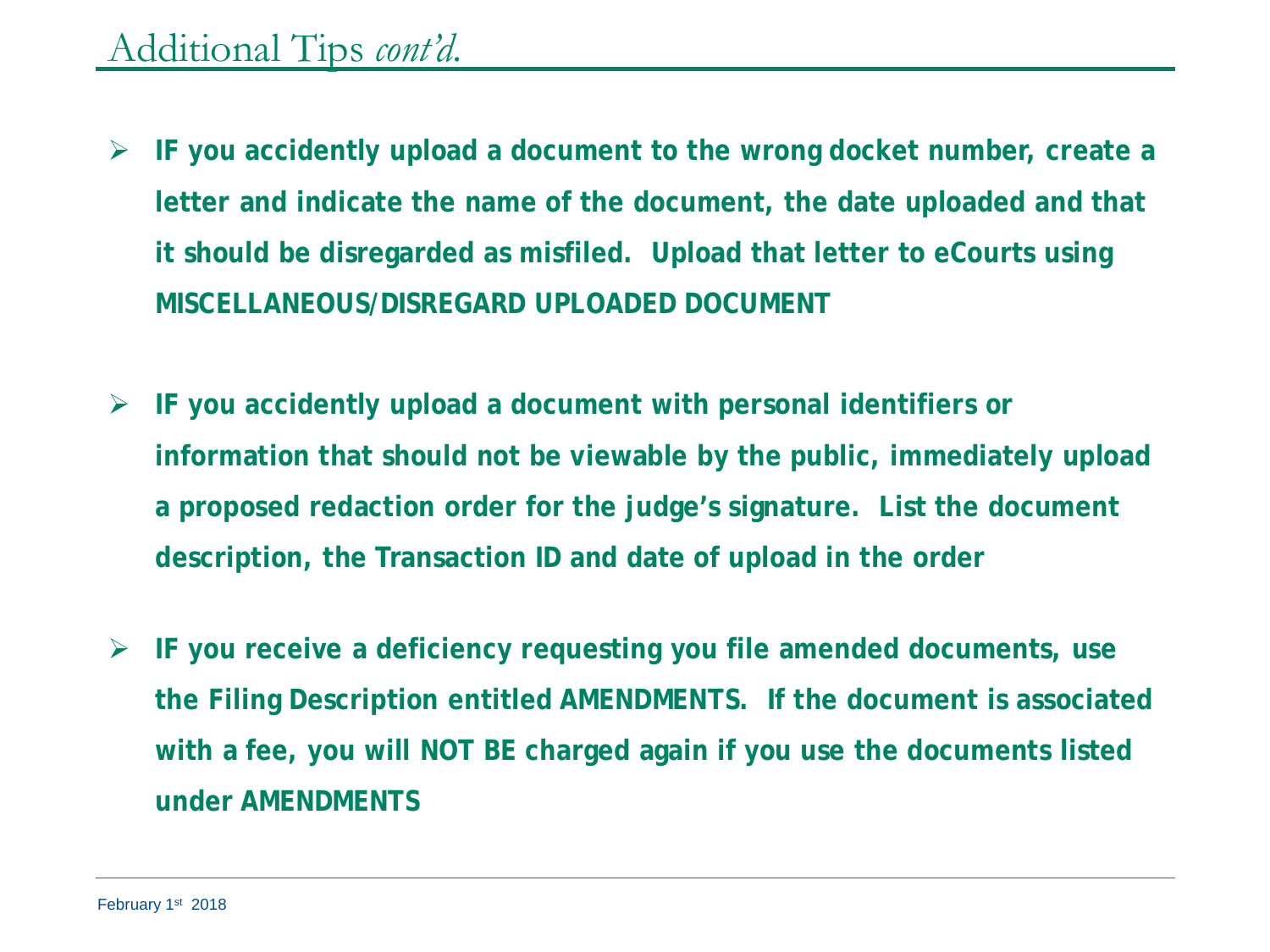# Additional Tips *cont'd.*

- **IF you accidently upload a document to the wrong docket number, create a letter and indicate the name of the document, the date uploaded and that it should be disregarded as misfiled. Upload that letter to eCourts using MISCELLANEOUS/DISREGARD UPLOADED DOCUMENT**

- **IF you accidently upload a document with personal identifiers or information that should not be viewable by the public, immediately upload a proposed redaction order for the judge's signature. List the document description, the Transaction ID and date of upload in the order**

- **IF you receive a deficiency requesting you file amended documents, use the Filing Description entitled AMENDMENTS. If the document is associated with a fee, you will NOT BE charged again if you use the documents listed under AMENDMENTS**

February 1st 2018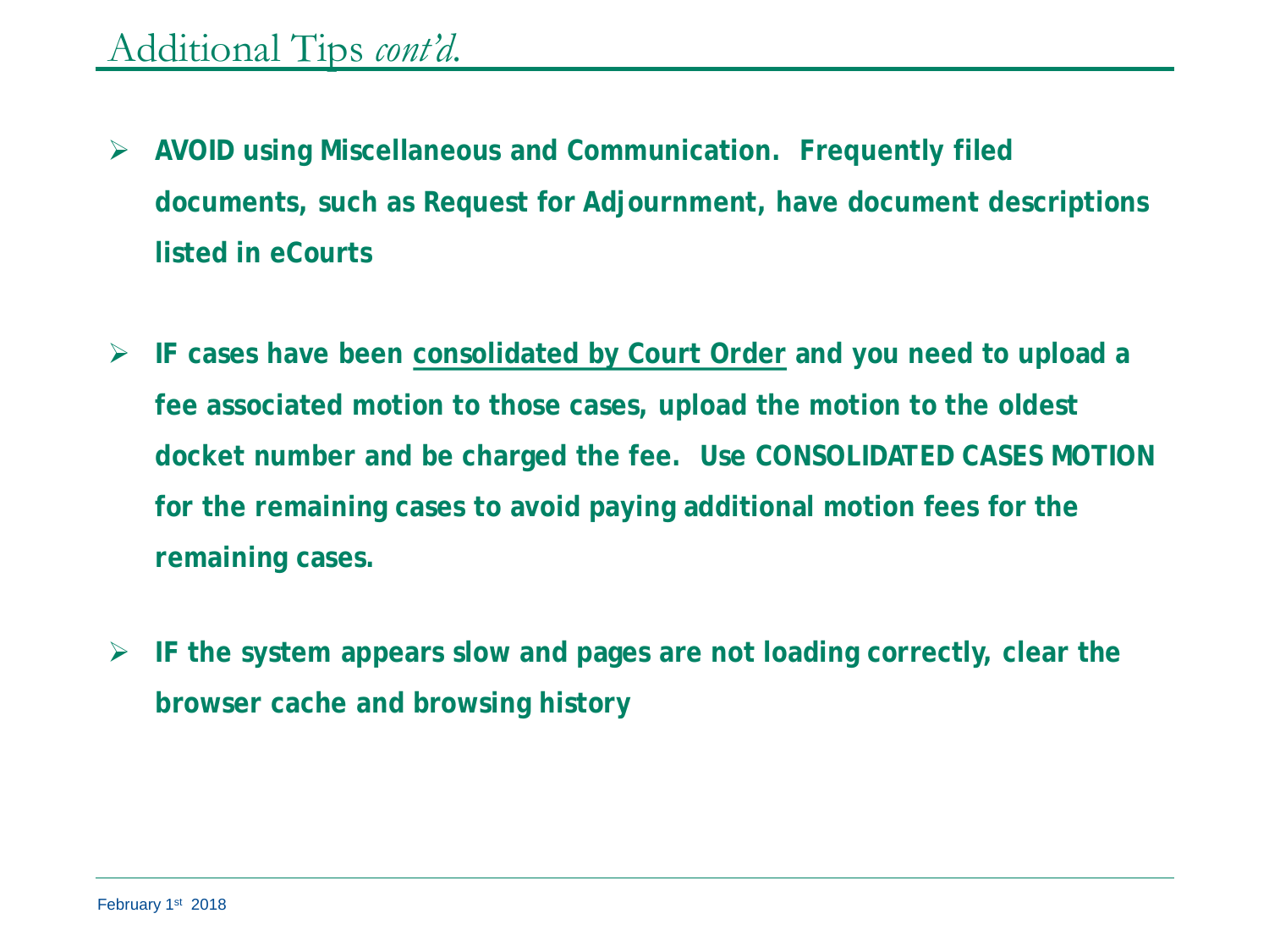# Additional Tips *cont'd.*

- **AVOID using Miscellaneous and Communication. Frequently filed documents, such as Request for Adjournment, have document descriptions listed in eCourts**

- **IF cases have been <u>consolidated by Court Order</u> and you need to upload a fee associated motion to those cases, upload the motion to the oldest docket number and be charged the fee. Use CONSOLIDATED CASES MOTION for the remaining cases to avoid paying additional motion fees for the remaining cases.**

- **IF the system appears slow and pages are not loading correctly, clear the browser cache and browsing history**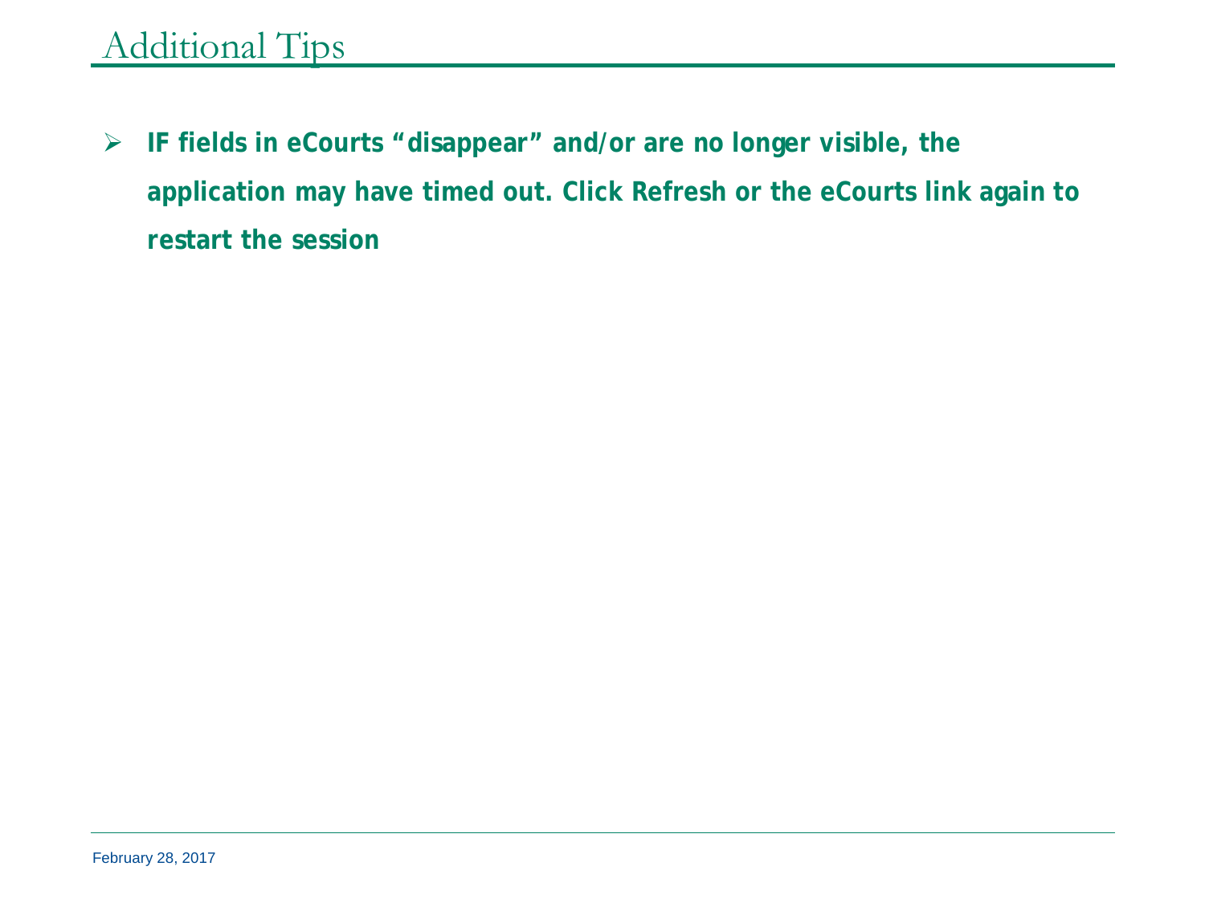# Additional Tips

- **IF fields in eCourts "disappear" and/or are no longer visible, the application may have timed out. Click Refresh or the eCourts link again to restart the session**